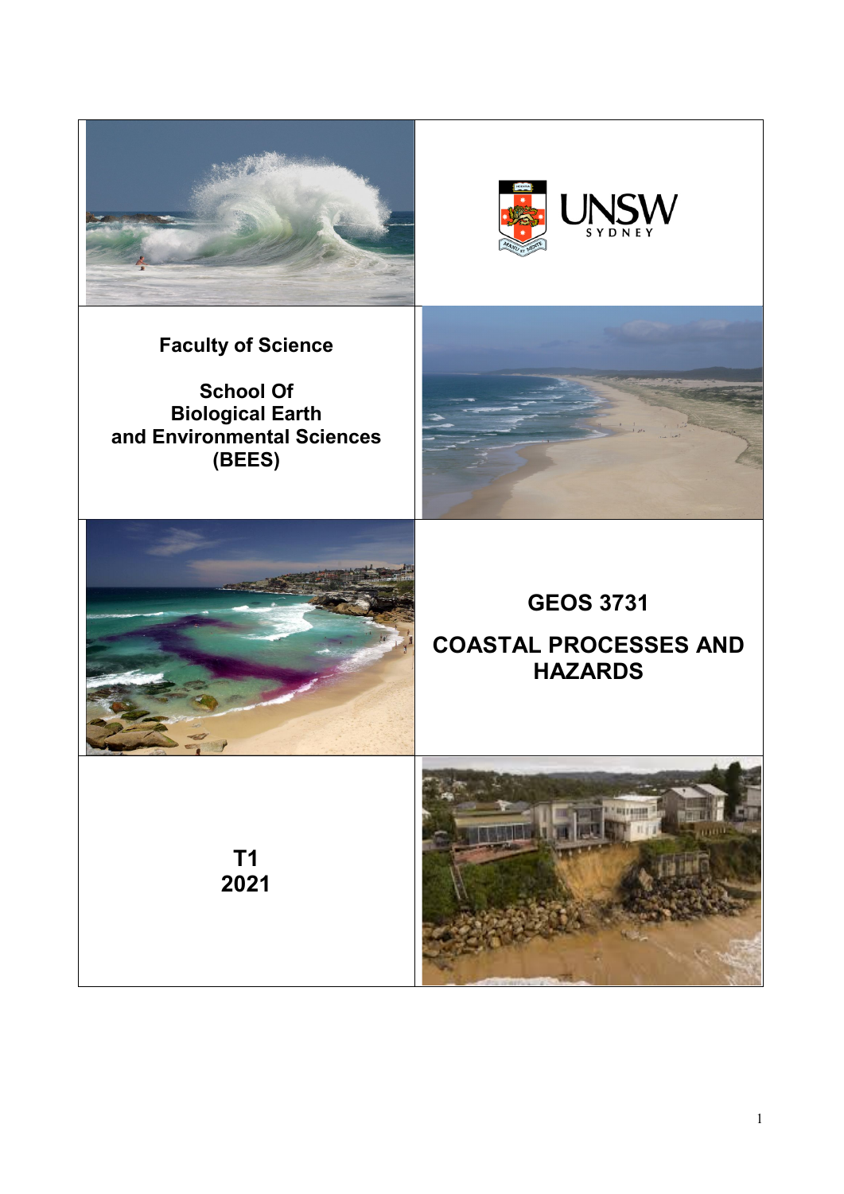**Faculty of Science**

**School Of Biological Earth and Environmental Sciences (BEES)**

# GEOS 3731

# COASTAL PROCESSES AND HAZARDS

**T1 2021**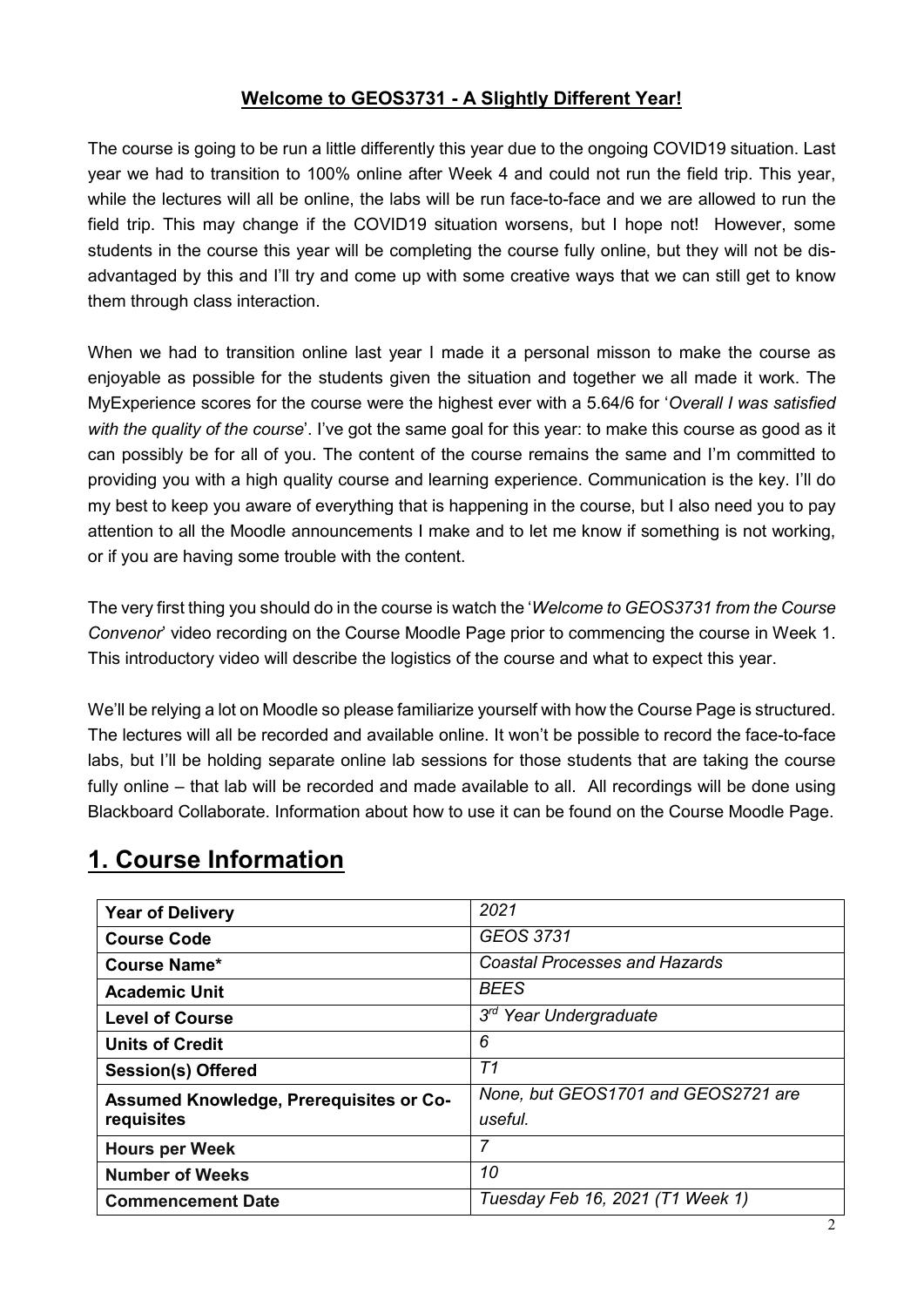**Welcome to GEOS3731 - A Slightly Different Year!**

The course is going to be run a little differently this year due to the ongoing COVID19 situation. Last year we had to transition to 100% online after Week 4 and could not run the field trip. This year, while the lectures will all be online, the labs will be run face-to-face and we are allowed to run the field trip. This may change if the COVID19 situation worsens, but I hope not! However, some students in the course this year will be completing the course fully online, but they will not be dis-advantaged by this and I'll try and come up with some creative ways that we can still get to know them through class interaction.

When we had to transition online last year I made it a personal misson to make the course as enjoyable as possible for the students given the situation and together we all made it work. The MyExperience scores for the course were the highest ever with a 5.64/6 for '*Overall I was satisfied with the quality of the course*'. I've got the same goal for this year: to make this course as good as it can possibly be for all of you. The content of the course remains the same and I'm committed to providing you with a high quality course and learning experience. Communication is the key. I'll do my best to keep you aware of everything that is happening in the course, but I also need you to pay attention to all the Moodle announcements I make and to let me know if something is not working, or if you are having some trouble with the content.

The very first thing you should do in the course is watch the '*Welcome to GEOS3731 from the Course Convenor*' video recording on the Course Moodle Page prior to commencing the course in Week 1. This introductory video will describe the logistics of the course and what to expect this year.

We'll be relying a lot on Moodle so please familiarize yourself with how the Course Page is structured. The lectures will all be recorded and available online. It won't be possible to record the face-to-face labs, but I'll be holding separate online lab sessions for those students that are taking the course fully online – that lab will be recorded and made available to all. All recordings will be done using Blackboard Collaborate. Information about how to use it can be found on the Course Moodle Page.

# 1. Course Information

| | |
|---|---|
| **Year of Delivery** | *2021* |
| **Course Code** | *GEOS 3731* |
| **Course Name*** | *Coastal Processes and Hazards* |
| **Academic Unit** | *BEES* |
| **Level of Course** | *3rd Year Undergraduate* |
| **Units of Credit** | *6* |
| **Session(s) Offered** | *T1* |
| **Assumed Knowledge, Prerequisites or Co-requisites** | *None, but GEOS1701 and GEOS2721 are useful.* |
| **Hours per Week** | *7* |
| **Number of Weeks** | *10* |
| **Commencement Date** | *Tuesday Feb 16, 2021 (T1 Week 1)* |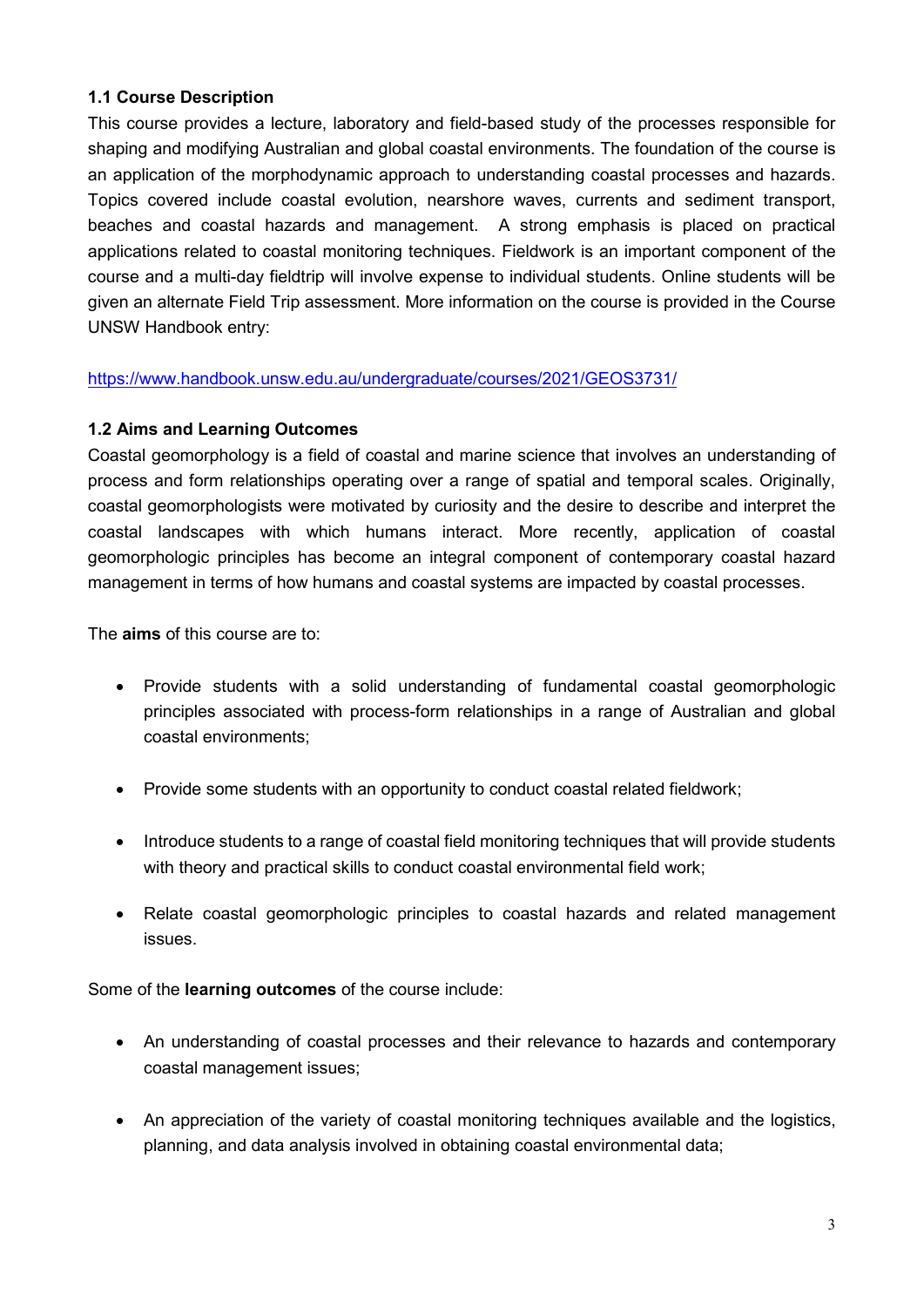### 1.1 Course Description

This course provides a lecture, laboratory and field-based study of the processes responsible for shaping and modifying Australian and global coastal environments. The foundation of the course is an application of the morphodynamic approach to understanding coastal processes and hazards. Topics covered include coastal evolution, nearshore waves, currents and sediment transport, beaches and coastal hazards and management. A strong emphasis is placed on practical applications related to coastal monitoring techniques. Fieldwork is an important component of the course and a multi-day fieldtrip will involve expense to individual students. Online students will be given an alternate Field Trip assessment. More information on the course is provided in the Course UNSW Handbook entry:

https://www.handbook.unsw.edu.au/undergraduate/courses/2021/GEOS3731/

### 1.2 Aims and Learning Outcomes

Coastal geomorphology is a field of coastal and marine science that involves an understanding of process and form relationships operating over a range of spatial and temporal scales. Originally, coastal geomorphologists were motivated by curiosity and the desire to describe and interpret the coastal landscapes with which humans interact. More recently, application of coastal geomorphologic principles has become an integral component of contemporary coastal hazard management in terms of how humans and coastal systems are impacted by coastal processes.

The **aims** of this course are to:

- Provide students with a solid understanding of fundamental coastal geomorphologic principles associated with process-form relationships in a range of Australian and global coastal environments;
- Provide some students with an opportunity to conduct coastal related fieldwork;
- Introduce students to a range of coastal field monitoring techniques that will provide students with theory and practical skills to conduct coastal environmental field work;
- Relate coastal geomorphologic principles to coastal hazards and related management issues.

Some of the **learning outcomes** of the course include:

- An understanding of coastal processes and their relevance to hazards and contemporary coastal management issues;
- An appreciation of the variety of coastal monitoring techniques available and the logistics, planning, and data analysis involved in obtaining coastal environmental data;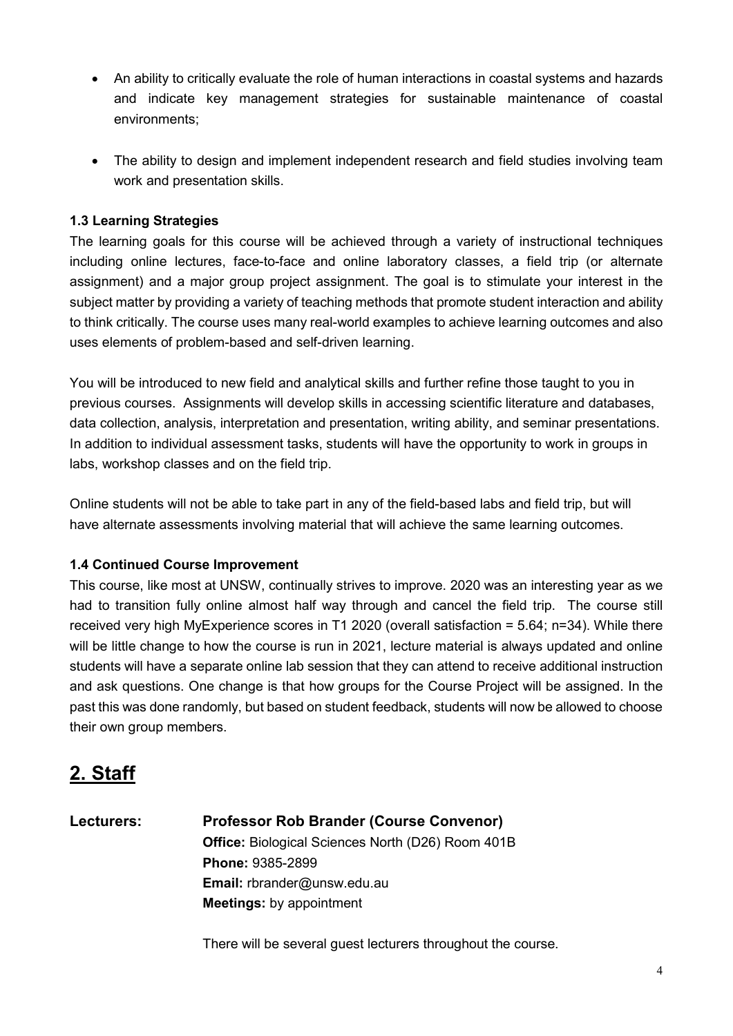- An ability to critically evaluate the role of human interactions in coastal systems and hazards and indicate key management strategies for sustainable maintenance of coastal environments;

- The ability to design and implement independent research and field studies involving team work and presentation skills.

### 1.3 Learning Strategies

The learning goals for this course will be achieved through a variety of instructional techniques including online lectures, face-to-face and online laboratory classes, a field trip (or alternate assignment) and a major group project assignment. The goal is to stimulate your interest in the subject matter by providing a variety of teaching methods that promote student interaction and ability to think critically. The course uses many real-world examples to achieve learning outcomes and also uses elements of problem-based and self-driven learning.

You will be introduced to new field and analytical skills and further refine those taught to you in previous courses. Assignments will develop skills in accessing scientific literature and databases, data collection, analysis, interpretation and presentation, writing ability, and seminar presentations. In addition to individual assessment tasks, students will have the opportunity to work in groups in labs, workshop classes and on the field trip.

Online students will not be able to take part in any of the field-based labs and field trip, but will have alternate assessments involving material that will achieve the same learning outcomes.

### 1.4 Continued Course Improvement

This course, like most at UNSW, continually strives to improve. 2020 was an interesting year as we had to transition fully online almost half way through and cancel the field trip. The course still received very high MyExperience scores in T1 2020 (overall satisfaction = 5.64; n=34). While there will be little change to how the course is run in 2021, lecture material is always updated and online students will have a separate online lab session that they can attend to receive additional instruction and ask questions. One change is that how groups for the Course Project will be assigned. In the past this was done randomly, but based on student feedback, students will now be allowed to choose their own group members.

## 2. Staff

**Lecturers:** **Professor Rob Brander (Course Convenor)**
**Office:** Biological Sciences North (D26) Room 401B
**Phone:** 9385-2899
**Email:** rbrander@unsw.edu.au
**Meetings:** by appointment

There will be several guest lecturers throughout the course.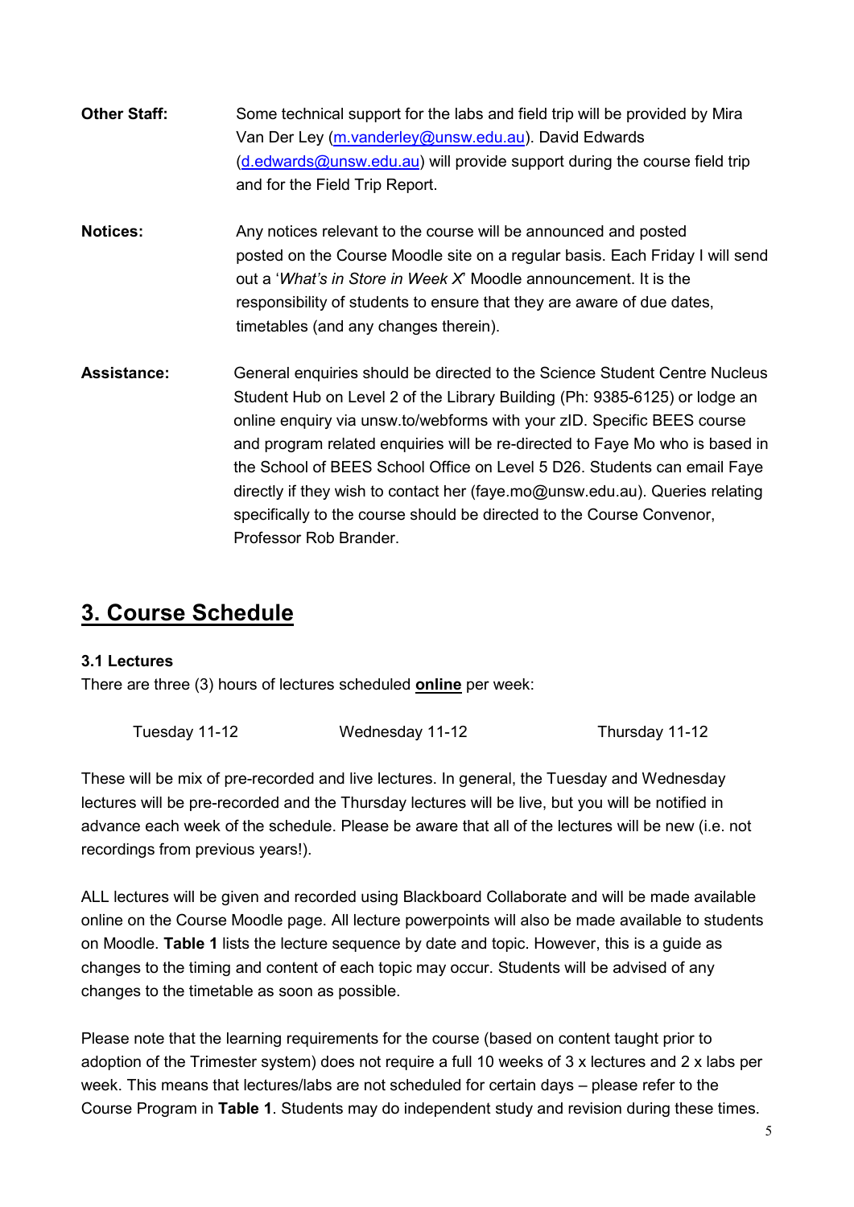**Other Staff:** Some technical support for the labs and field trip will be provided by Mira Van Der Ley (m.vanderley@unsw.edu.au). David Edwards (d.edwards@unsw.edu.au) will provide support during the course field trip and for the Field Trip Report.

**Notices:** Any notices relevant to the course will be announced and posted posted on the Course Moodle site on a regular basis. Each Friday I will send out a '*What's in Store in Week X*' Moodle announcement. It is the responsibility of students to ensure that they are aware of due dates, timetables (and any changes therein).

**Assistance:** General enquiries should be directed to the Science Student Centre Nucleus Student Hub on Level 2 of the Library Building (Ph: 9385-6125) or lodge an online enquiry via unsw.to/webforms with your zID. Specific BEES course and program related enquiries will be re-directed to Faye Mo who is based in the School of BEES School Office on Level 5 D26. Students can email Faye directly if they wish to contact her (faye.mo@unsw.edu.au). Queries relating specifically to the course should be directed to the Course Convenor, Professor Rob Brander.

## 3. Course Schedule

### 3.1 Lectures

There are three (3) hours of lectures scheduled **online** per week:

Tuesday 11-12 Wednesday 11-12 Thursday 11-12

These will be mix of pre-recorded and live lectures. In general, the Tuesday and Wednesday lectures will be pre-recorded and the Thursday lectures will be live, but you will be notified in advance each week of the schedule. Please be aware that all of the lectures will be new (i.e. not recordings from previous years!).

ALL lectures will be given and recorded using Blackboard Collaborate and will be made available online on the Course Moodle page. All lecture powerpoints will also be made available to students on Moodle. **Table 1** lists the lecture sequence by date and topic. However, this is a guide as changes to the timing and content of each topic may occur. Students will be advised of any changes to the timetable as soon as possible.

Please note that the learning requirements for the course (based on content taught prior to adoption of the Trimester system) does not require a full 10 weeks of 3 x lectures and 2 x labs per week. This means that lectures/labs are not scheduled for certain days – please refer to the Course Program in **Table 1**. Students may do independent study and revision during these times.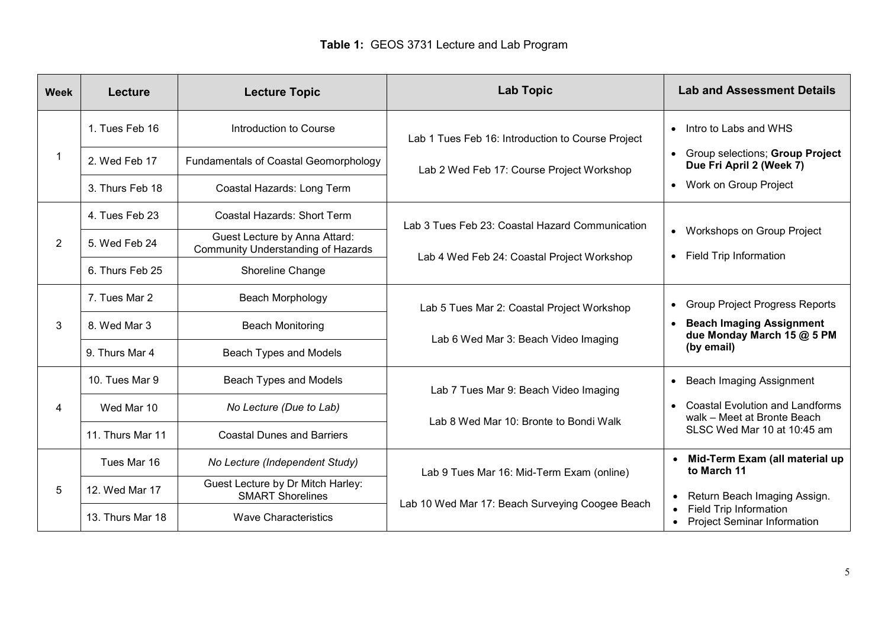**Table 1:** GEOS 3731 Lecture and Lab Program

| Week | Lecture | Lecture Topic | Lab Topic | Lab and Assessment Details |
|---|---|---|---|---|
| 1 | 1. Tues Feb 16 | Introduction to Course | Lab 1 Tues Feb 16: Introduction to Course Project | • Intro to Labs and WHS |
| | 2. Wed Feb 17 | Fundamentals of Coastal Geomorphology | Lab 2 Wed Feb 17: Course Project Workshop | • Group selections; **Group Project Due Fri April 2 (Week 7)** |
| | 3. Thurs Feb 18 | Coastal Hazards: Long Term | | • Work on Group Project |
| 2 | 4. Tues Feb 23 | Coastal Hazards: Short Term | Lab 3 Tues Feb 23: Coastal Hazard Communication | • Workshops on Group Project |
| | 5. Wed Feb 24 | Guest Lecture by Anna Attard: Community Understanding of Hazards | Lab 4 Wed Feb 24: Coastal Project Workshop | • Field Trip Information |
| | 6. Thurs Feb 25 | Shoreline Change | | |
| 3 | 7. Tues Mar 2 | Beach Morphology | Lab 5 Tues Mar 2: Coastal Project Workshop | • Group Project Progress Reports |
| | 8. Wed Mar 3 | Beach Monitoring | Lab 6 Wed Mar 3: Beach Video Imaging | • **Beach Imaging Assignment due Monday March 15 @ 5 PM (by email)** |
| | 9. Thurs Mar 4 | Beach Types and Models | | |
| 4 | 10. Tues Mar 9 | Beach Types and Models | Lab 7 Tues Mar 9: Beach Video Imaging | • Beach Imaging Assignment |
| | Wed Mar 10 | *No Lecture (Due to Lab)* | Lab 8 Wed Mar 10: Bronte to Bondi Walk | • Coastal Evolution and Landforms walk – Meet at Bronte Beach SLSC Wed Mar 10 at 10:45 am |
| | 11. Thurs Mar 11 | Coastal Dunes and Barriers | | |
| 5 | Tues Mar 16 | *No Lecture (Independent Study)* | Lab 9 Tues Mar 16: Mid-Term Exam (online) | • **Mid-Term Exam (all material up to March 11** |
| | 12. Wed Mar 17 | Guest Lecture by Dr Mitch Harley: SMART Shorelines | Lab 10 Wed Mar 17: Beach Surveying Coogee Beach | • Return Beach Imaging Assign. |
| | 13. Thurs Mar 18 | Wave Characteristics | | • Field Trip Information<br>• Project Seminar Information |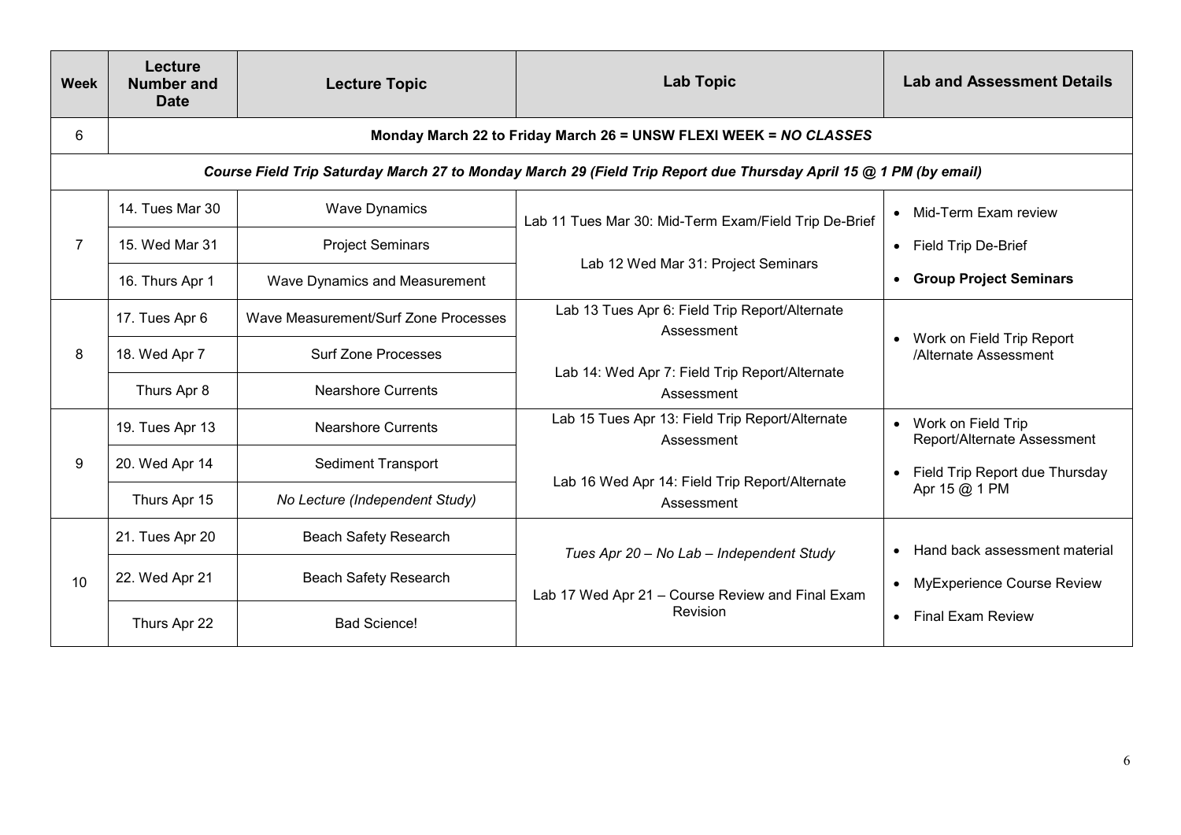| Week | Lecture Number and Date | Lecture Topic | Lab Topic | Lab and Assessment Details |
|---|---|---|---|---|
| 6 | **Monday March 22 to Friday March 26 = UNSW FLEXI WEEK = *NO CLASSES*** | | | |
| ***Course Field Trip Saturday March 27 to Monday March 29 (Field Trip Report due Thursday April 15 @ 1 PM (by email)*** | | | | |
| 7 | 14. Tues Mar 30 | Wave Dynamics | Lab 11 Tues Mar 30: Mid-Term Exam/Field Trip De-Brief | • Mid-Term Exam review<br>• Field Trip De-Brief<br>• **Group Project Seminars** |
| | 15. Wed Mar 31 | Project Seminars | Lab 12 Wed Mar 31: Project Seminars | |
| | 16. Thurs Apr 1 | Wave Dynamics and Measurement | | |
| 8 | 17. Tues Apr 6 | Wave Measurement/Surf Zone Processes | Lab 13 Tues Apr 6: Field Trip Report/Alternate Assessment | • Work on Field Trip Report /Alternate Assessment |
| | 18. Wed Apr 7 | Surf Zone Processes | Lab 14: Wed Apr 7: Field Trip Report/Alternate Assessment | |
| | Thurs Apr 8 | Nearshore Currents | | |
| 9 | 19. Tues Apr 13 | Nearshore Currents | Lab 15 Tues Apr 13: Field Trip Report/Alternate Assessment | • Work on Field Trip Report/Alternate Assessment<br>• Field Trip Report due Thursday Apr 15 @ 1 PM |
| | 20. Wed Apr 14 | Sediment Transport | Lab 16 Wed Apr 14: Field Trip Report/Alternate Assessment | |
| | Thurs Apr 15 | *No Lecture (Independent Study)* | | |
| 10 | 21. Tues Apr 20 | Beach Safety Research | *Tues Apr 20 – No Lab – Independent Study* | • Hand back assessment material<br>• MyExperience Course Review<br>• Final Exam Review |
| | 22. Wed Apr 21 | Beach Safety Research | Lab 17 Wed Apr 21 – Course Review and Final Exam Revision | |
| | Thurs Apr 22 | Bad Science! | | |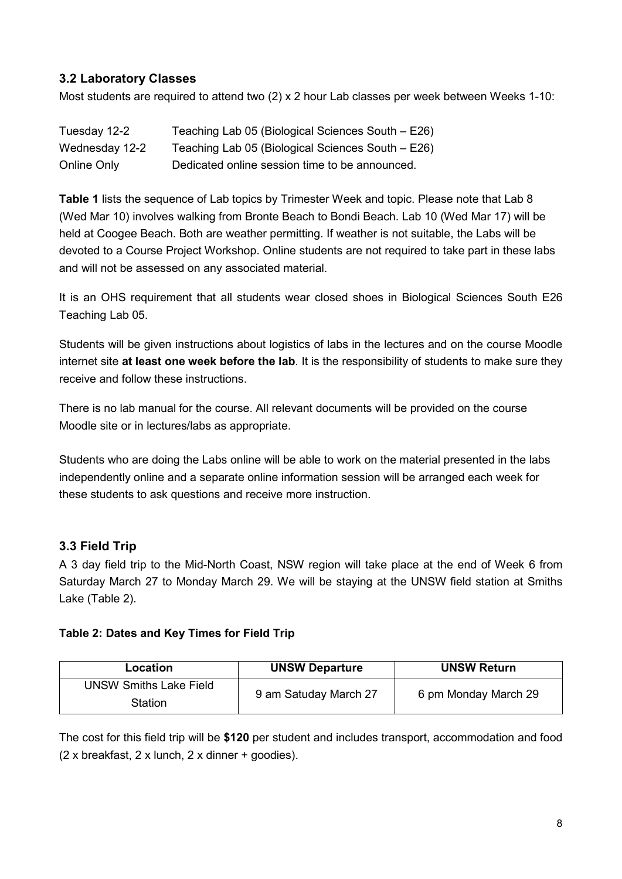### 3.2 Laboratory Classes

Most students are required to attend two (2) x 2 hour Lab classes per week between Weeks 1-10:

| | |
|---|---|
| Tuesday 12-2 | Teaching Lab 05 (Biological Sciences South – E26) |
| Wednesday 12-2 | Teaching Lab 05 (Biological Sciences South – E26) |
| Online Only | Dedicated online session time to be announced. |

**Table 1** lists the sequence of Lab topics by Trimester Week and topic. Please note that Lab 8 (Wed Mar 10) involves walking from Bronte Beach to Bondi Beach. Lab 10 (Wed Mar 17) will be held at Coogee Beach. Both are weather permitting. If weather is not suitable, the Labs will be devoted to a Course Project Workshop. Online students are not required to take part in these labs and will not be assessed on any associated material.

It is an OHS requirement that all students wear closed shoes in Biological Sciences South E26 Teaching Lab 05.

Students will be given instructions about logistics of labs in the lectures and on the course Moodle internet site **at least one week before the lab**. It is the responsibility of students to make sure they receive and follow these instructions.

There is no lab manual for the course. All relevant documents will be provided on the course Moodle site or in lectures/labs as appropriate.

Students who are doing the Labs online will be able to work on the material presented in the labs independently online and a separate online information session will be arranged each week for these students to ask questions and receive more instruction.

### 3.3 Field Trip

A 3 day field trip to the Mid-North Coast, NSW region will take place at the end of Week 6 from Saturday March 27 to Monday March 29. We will be staying at the UNSW field station at Smiths Lake (Table 2).

**Table 2: Dates and Key Times for Field Trip**

| Location | UNSW Departure | UNSW Return |
|---|---|---|
| UNSW Smiths Lake Field Station | 9 am Satuday March 27 | 6 pm Monday March 29 |

The cost for this field trip will be **$120** per student and includes transport, accommodation and food (2 x breakfast, 2 x lunch, 2 x dinner + goodies).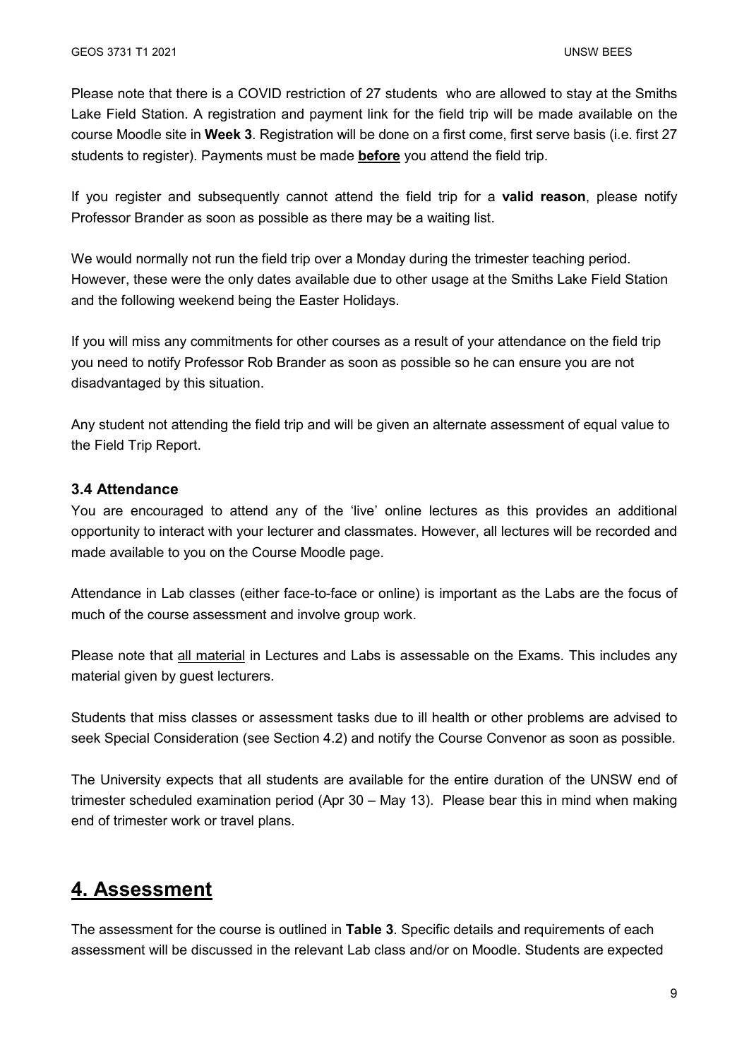Please note that there is a COVID restriction of 27 students who are allowed to stay at the Smiths Lake Field Station. A registration and payment link for the field trip will be made available on the course Moodle site in **Week 3**. Registration will be done on a first come, first serve basis (i.e. first 27 students to register). Payments must be made **before** you attend the field trip.

If you register and subsequently cannot attend the field trip for a **valid reason**, please notify Professor Brander as soon as possible as there may be a waiting list.

We would normally not run the field trip over a Monday during the trimester teaching period. However, these were the only dates available due to other usage at the Smiths Lake Field Station and the following weekend being the Easter Holidays.

If you will miss any commitments for other courses as a result of your attendance on the field trip you need to notify Professor Rob Brander as soon as possible so he can ensure you are not disadvantaged by this situation.

Any student not attending the field trip and will be given an alternate assessment of equal value to the Field Trip Report.

### 3.4 Attendance

You are encouraged to attend any of the 'live' online lectures as this provides an additional opportunity to interact with your lecturer and classmates. However, all lectures will be recorded and made available to you on the Course Moodle page.

Attendance in Lab classes (either face-to-face or online) is important as the Labs are the focus of much of the course assessment and involve group work.

Please note that all material in Lectures and Labs is assessable on the Exams. This includes any material given by guest lecturers.

Students that miss classes or assessment tasks due to ill health or other problems are advised to seek Special Consideration (see Section 4.2) and notify the Course Convenor as soon as possible.

The University expects that all students are available for the entire duration of the UNSW end of trimester scheduled examination period (Apr 30 – May 13). Please bear this in mind when making end of trimester work or travel plans.

## 4. Assessment

The assessment for the course is outlined in **Table 3**. Specific details and requirements of each assessment will be discussed in the relevant Lab class and/or on Moodle. Students are expected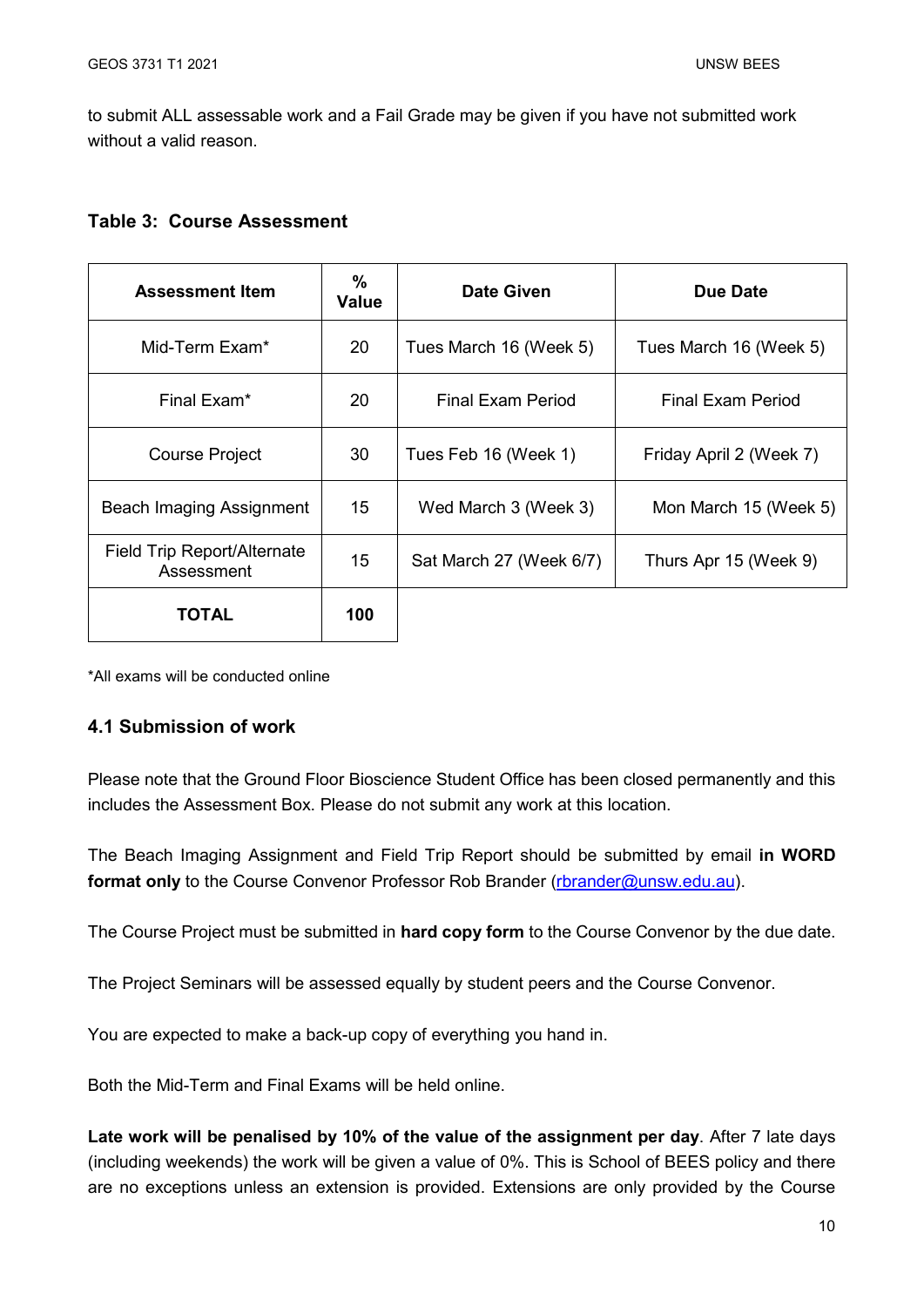to submit ALL assessable work and a Fail Grade may be given if you have not submitted work without a valid reason.

### Table 3: Course Assessment

| Assessment Item | % Value | Date Given | Due Date |
|---|---|---|---|
| Mid-Term Exam* | 20 | Tues March 16 (Week 5) | Tues March 16 (Week 5) |
| Final Exam* | 20 | Final Exam Period | Final Exam Period |
| Course Project | 30 | Tues Feb 16 (Week 1) | Friday April 2 (Week 7) |
| Beach Imaging Assignment | 15 | Wed March 3 (Week 3) | Mon March 15 (Week 5) |
| Field Trip Report/Alternate Assessment | 15 | Sat March 27 (Week 6/7) | Thurs Apr 15 (Week 9) |
| **TOTAL** | **100** | | |

*All exams will be conducted online

### 4.1 Submission of work

Please note that the Ground Floor Bioscience Student Office has been closed permanently and this includes the Assessment Box. Please do not submit any work at this location.

The Beach Imaging Assignment and Field Trip Report should be submitted by email **in WORD format only** to the Course Convenor Professor Rob Brander (rbrander@unsw.edu.au).

The Course Project must be submitted in **hard copy form** to the Course Convenor by the due date.

The Project Seminars will be assessed equally by student peers and the Course Convenor.

You are expected to make a back-up copy of everything you hand in.

Both the Mid-Term and Final Exams will be held online.

**Late work will be penalised by 10% of the value of the assignment per day**. After 7 late days (including weekends) the work will be given a value of 0%. This is School of BEES policy and there are no exceptions unless an extension is provided. Extensions are only provided by the Course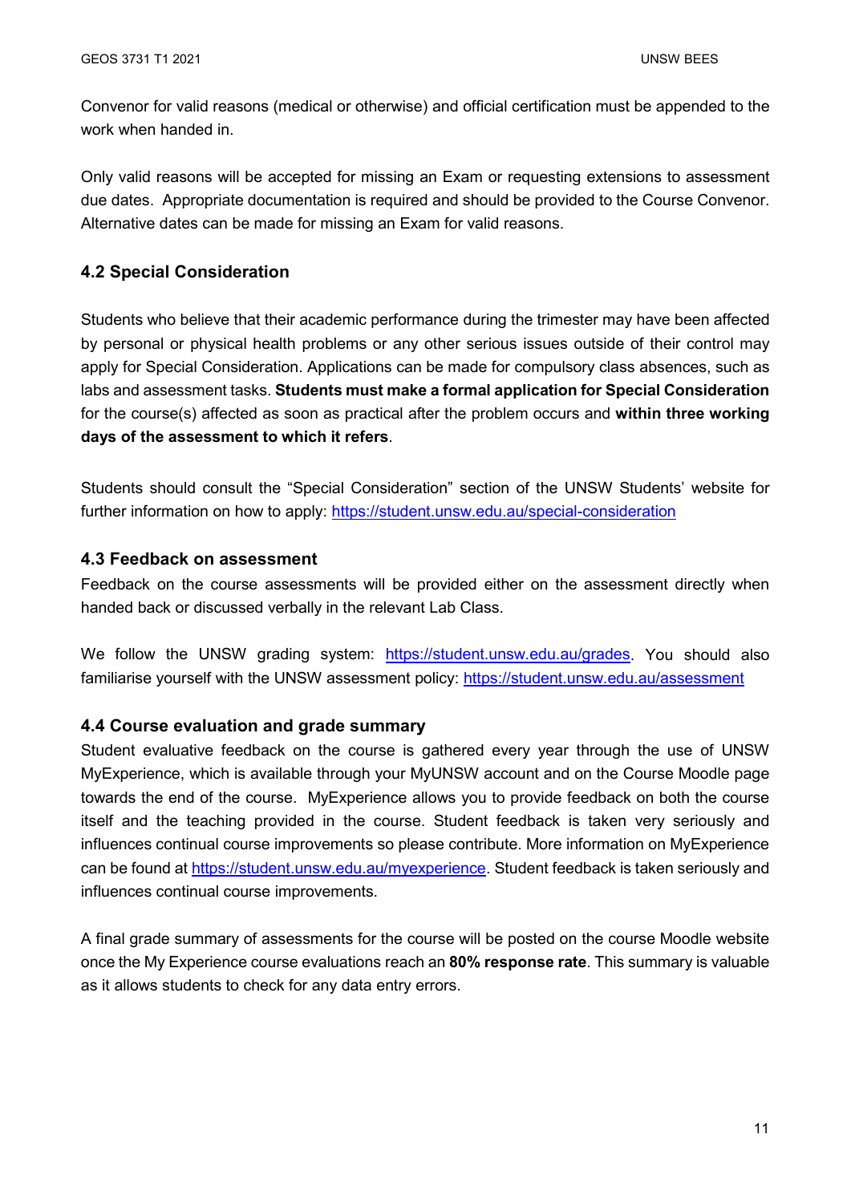Convenor for valid reasons (medical or otherwise) and official certification must be appended to the work when handed in.

Only valid reasons will be accepted for missing an Exam or requesting extensions to assessment due dates. Appropriate documentation is required and should be provided to the Course Convenor. Alternative dates can be made for missing an Exam for valid reasons.

### 4.2 Special Consideration

Students who believe that their academic performance during the trimester may have been affected by personal or physical health problems or any other serious issues outside of their control may apply for Special Consideration. Applications can be made for compulsory class absences, such as labs and assessment tasks. **Students must make a formal application for Special Consideration** for the course(s) affected as soon as practical after the problem occurs and **within three working days of the assessment to which it refers**.

Students should consult the "Special Consideration" section of the UNSW Students' website for further information on how to apply: https://student.unsw.edu.au/special-consideration

### 4.3 Feedback on assessment

Feedback on the course assessments will be provided either on the assessment directly when handed back or discussed verbally in the relevant Lab Class.

We follow the UNSW grading system: https://student.unsw.edu.au/grades. You should also familiarise yourself with the UNSW assessment policy: https://student.unsw.edu.au/assessment

### 4.4 Course evaluation and grade summary

Student evaluative feedback on the course is gathered every year through the use of UNSW MyExperience, which is available through your MyUNSW account and on the Course Moodle page towards the end of the course. MyExperience allows you to provide feedback on both the course itself and the teaching provided in the course. Student feedback is taken very seriously and influences continual course improvements so please contribute. More information on MyExperience can be found at https://student.unsw.edu.au/myexperience. Student feedback is taken seriously and influences continual course improvements.

A final grade summary of assessments for the course will be posted on the course Moodle website once the My Experience course evaluations reach an **80% response rate**. This summary is valuable as it allows students to check for any data entry errors.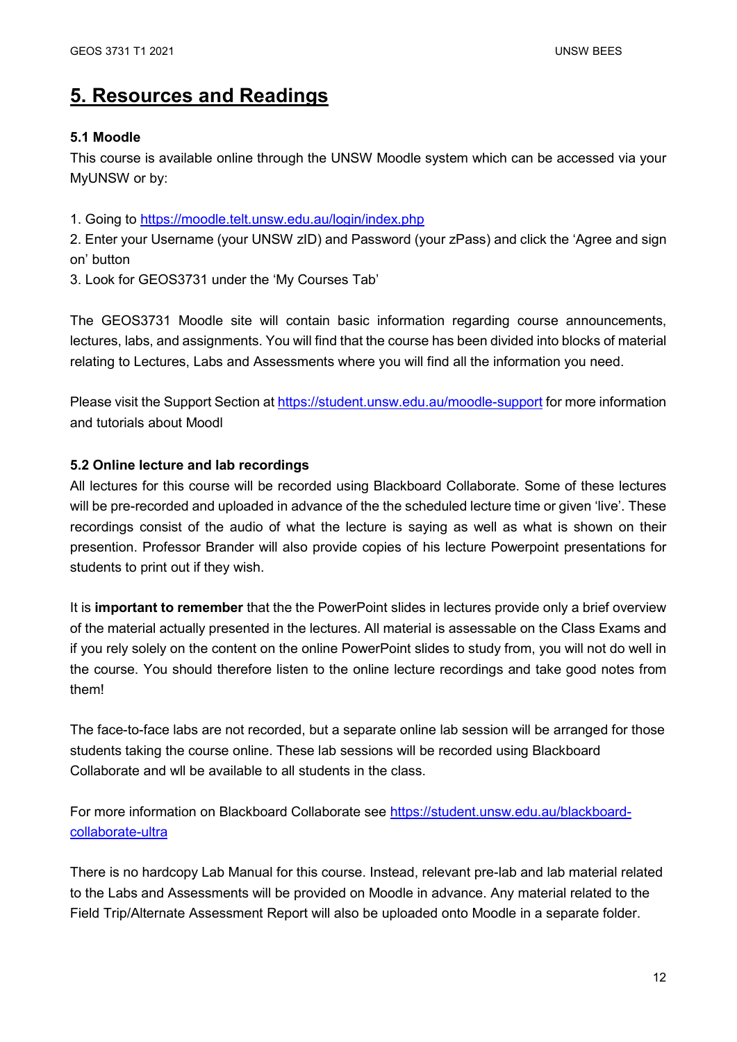# 5. Resources and Readings

### 5.1 Moodle

This course is available online through the UNSW Moodle system which can be accessed via your MyUNSW or by:

1. Going to https://moodle.telt.unsw.edu.au/login/index.php
2. Enter your Username (your UNSW zID) and Password (your zPass) and click the 'Agree and sign on' button
3. Look for GEOS3731 under the 'My Courses Tab'

The GEOS3731 Moodle site will contain basic information regarding course announcements, lectures, labs, and assignments. You will find that the course has been divided into blocks of material relating to Lectures, Labs and Assessments where you will find all the information you need.

Please visit the Support Section at https://student.unsw.edu.au/moodle-support for more information and tutorials about Moodl

### 5.2 Online lecture and lab recordings

All lectures for this course will be recorded using Blackboard Collaborate. Some of these lectures will be pre-recorded and uploaded in advance of the the scheduled lecture time or given 'live'. These recordings consist of the audio of what the lecture is saying as well as what is shown on their presention. Professor Brander will also provide copies of his lecture Powerpoint presentations for students to print out if they wish.

It is **important to remember** that the the PowerPoint slides in lectures provide only a brief overview of the material actually presented in the lectures. All material is assessable on the Class Exams and if you rely solely on the content on the online PowerPoint slides to study from, you will not do well in the course. You should therefore listen to the online lecture recordings and take good notes from them!

The face-to-face labs are not recorded, but a separate online lab session will be arranged for those students taking the course online. These lab sessions will be recorded using Blackboard Collaborate and wll be available to all students in the class.

For more information on Blackboard Collaborate see https://student.unsw.edu.au/blackboard-collaborate-ultra

There is no hardcopy Lab Manual for this course. Instead, relevant pre-lab and lab material related to the Labs and Assessments will be provided on Moodle in advance. Any material related to the Field Trip/Alternate Assessment Report will also be uploaded onto Moodle in a separate folder.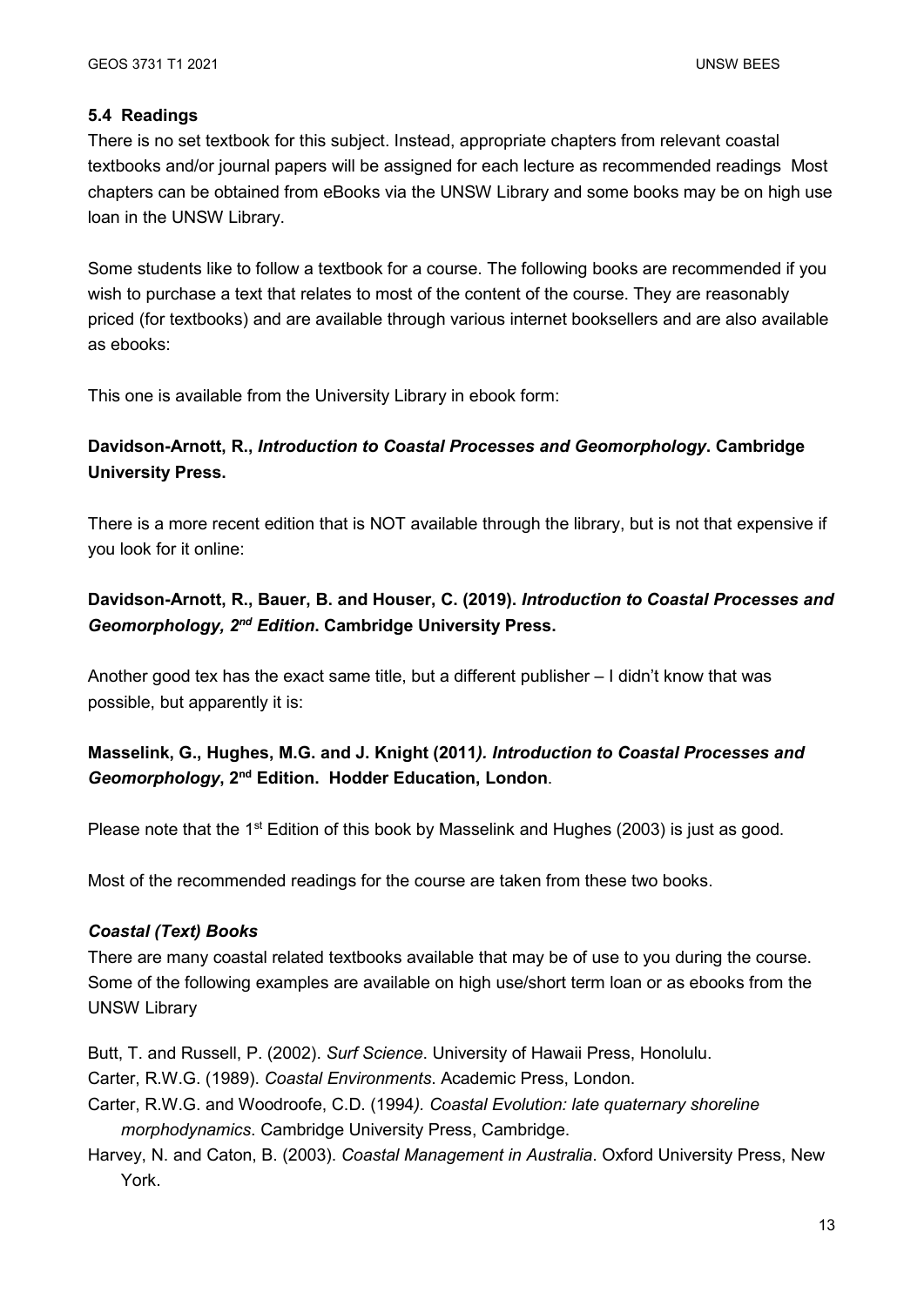### 5.4 Readings

There is no set textbook for this subject. Instead, appropriate chapters from relevant coastal textbooks and/or journal papers will be assigned for each lecture as recommended readings Most chapters can be obtained from eBooks via the UNSW Library and some books may be on high use loan in the UNSW Library.

Some students like to follow a textbook for a course. The following books are recommended if you wish to purchase a text that relates to most of the content of the course. They are reasonably priced (for textbooks) and are available through various internet booksellers and are also available as ebooks:

This one is available from the University Library in ebook form:

**Davidson-Arnott, R., *Introduction to Coastal Processes and Geomorphology*. Cambridge University Press.**

There is a more recent edition that is NOT available through the library, but is not that expensive if you look for it online:

**Davidson-Arnott, R., Bauer, B. and Houser, C. (2019). *Introduction to Coastal Processes and Geomorphology, 2nd Edition*. Cambridge University Press.**

Another good tex has the exact same title, but a different publisher – I didn't know that was possible, but apparently it is:

**Masselink, G., Hughes, M.G. and J. Knight (2011*). Introduction to Coastal Processes and Geomorphology*, 2nd Edition. Hodder Education, London**.

Please note that the 1st Edition of this book by Masselink and Hughes (2003) is just as good.

Most of the recommended readings for the course are taken from these two books.

#### *Coastal (Text) Books*

There are many coastal related textbooks available that may be of use to you during the course. Some of the following examples are available on high use/short term loan or as ebooks from the UNSW Library

Butt, T. and Russell, P. (2002). *Surf Science*. University of Hawaii Press, Honolulu.

Carter, R.W.G. (1989). *Coastal Environments*. Academic Press, London.

Carter, R.W.G. and Woodroofe, C.D. (1994*). Coastal Evolution: late quaternary shoreline morphodynamics*. Cambridge University Press, Cambridge.

Harvey, N. and Caton, B. (2003). *Coastal Management in Australia*. Oxford University Press, New York.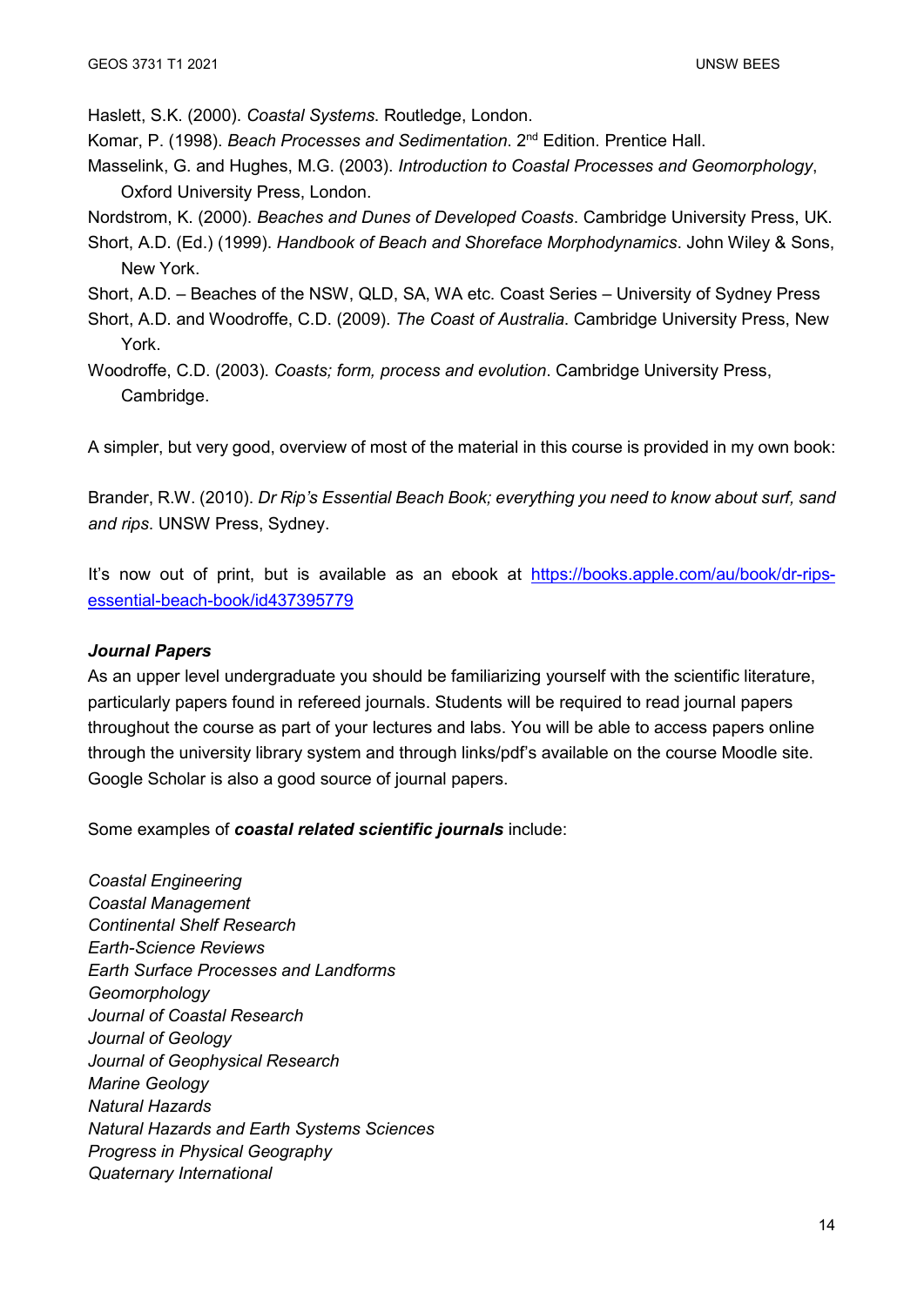Haslett, S.K. (2000). *Coastal Systems*. Routledge, London.

Komar, P. (1998). *Beach Processes and Sedimentation*. 2nd Edition. Prentice Hall.

Masselink, G. and Hughes, M.G. (2003). *Introduction to Coastal Processes and Geomorphology*, Oxford University Press, London.

Nordstrom, K. (2000). *Beaches and Dunes of Developed Coasts*. Cambridge University Press, UK.

Short, A.D. (Ed.) (1999). *Handbook of Beach and Shoreface Morphodynamics*. John Wiley & Sons, New York.

Short, A.D. – Beaches of the NSW, QLD, SA, WA etc. Coast Series – University of Sydney Press

Short, A.D. and Woodroffe, C.D. (2009). *The Coast of Australia*. Cambridge University Press, New York.

Woodroffe, C.D. (2003). *Coasts; form, process and evolution*. Cambridge University Press, Cambridge.

A simpler, but very good, overview of most of the material in this course is provided in my own book:

Brander, R.W. (2010). *Dr Rip's Essential Beach Book; everything you need to know about surf, sand and rips*. UNSW Press, Sydney.

It's now out of print, but is available as an ebook at [https://books.apple.com/au/book/dr-rips-essential-beach-book/id437395779](https://books.apple.com/au/book/dr-rips-essential-beach-book/id437395779)

***Journal Papers***

As an upper level undergraduate you should be familiarizing yourself with the scientific literature, particularly papers found in refereed journals. Students will be required to read journal papers throughout the course as part of your lectures and labs. You will be able to access papers online through the university library system and through links/pdf's available on the course Moodle site. Google Scholar is also a good source of journal papers.

Some examples of ***coastal related scientific journals*** include:

*Coastal Engineering*
*Coastal Management*
*Continental Shelf Research*
*Earth-Science Reviews*
*Earth Surface Processes and Landforms*
*Geomorphology*
*Journal of Coastal Research*
*Journal of Geology*
*Journal of Geophysical Research*
*Marine Geology*
*Natural Hazards*
*Natural Hazards and Earth Systems Sciences*
*Progress in Physical Geography*
*Quaternary International*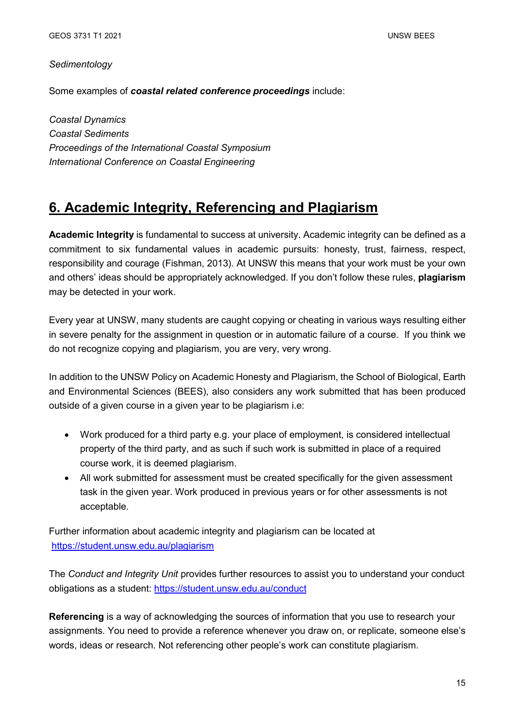*Sedimentology*

Some examples of ***coastal related conference proceedings*** include:

*Coastal Dynamics*
*Coastal Sediments*
*Proceedings of the International Coastal Symposium*
*International Conference on Coastal Engineering*

## 6. Academic Integrity, Referencing and Plagiarism

**Academic Integrity** is fundamental to success at university. Academic integrity can be defined as a commitment to six fundamental values in academic pursuits: honesty, trust, fairness, respect, responsibility and courage (Fishman, 2013). At UNSW this means that your work must be your own and others' ideas should be appropriately acknowledged. If you don't follow these rules, **plagiarism** may be detected in your work.

Every year at UNSW, many students are caught copying or cheating in various ways resulting either in severe penalty for the assignment in question or in automatic failure of a course. If you think we do not recognize copying and plagiarism, you are very, very wrong.

In addition to the UNSW Policy on Academic Honesty and Plagiarism, the School of Biological, Earth and Environmental Sciences (BEES), also considers any work submitted that has been produced outside of a given course in a given year to be plagiarism i.e:

- Work produced for a third party e.g. your place of employment, is considered intellectual property of the third party, and as such if such work is submitted in place of a required course work, it is deemed plagiarism.
- All work submitted for assessment must be created specifically for the given assessment task in the given year. Work produced in previous years or for other assessments is not acceptable.

Further information about academic integrity and plagiarism can be located at https://student.unsw.edu.au/plagiarism

The *Conduct and Integrity Unit* provides further resources to assist you to understand your conduct obligations as a student: https://student.unsw.edu.au/conduct

**Referencing** is a way of acknowledging the sources of information that you use to research your assignments. You need to provide a reference whenever you draw on, or replicate, someone else's words, ideas or research. Not referencing other people's work can constitute plagiarism.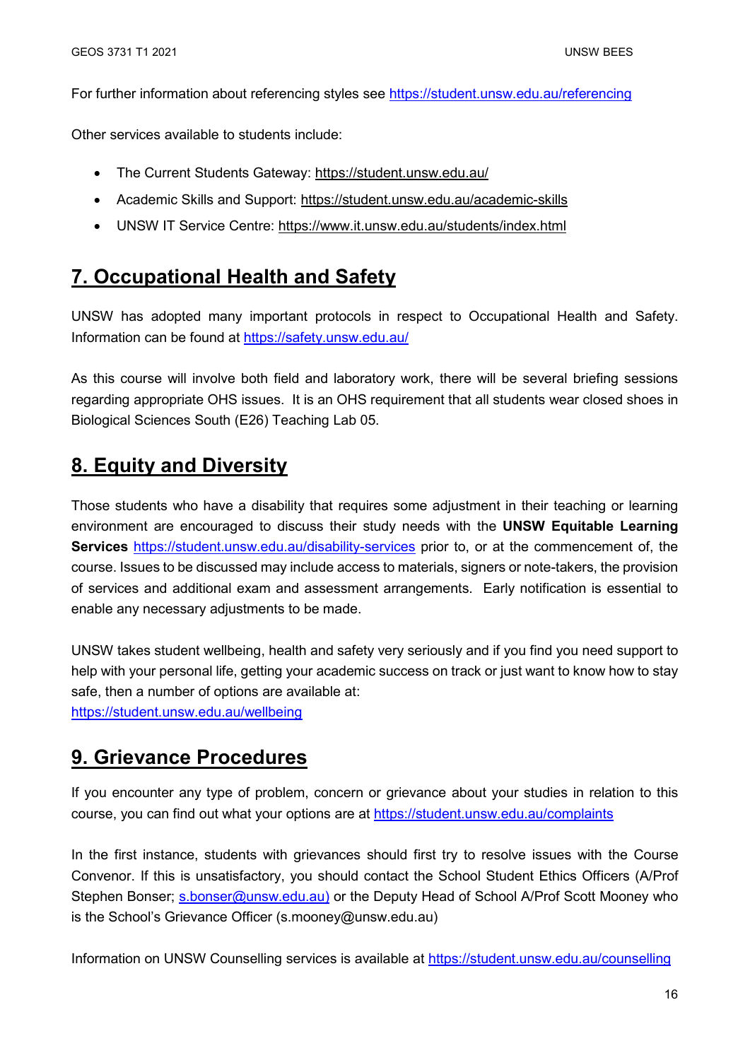For further information about referencing styles see https://student.unsw.edu.au/referencing

Other services available to students include:

- The Current Students Gateway: https://student.unsw.edu.au/
- Academic Skills and Support: https://student.unsw.edu.au/academic-skills
- UNSW IT Service Centre: https://www.it.unsw.edu.au/students/index.html

## 7. Occupational Health and Safety

UNSW has adopted many important protocols in respect to Occupational Health and Safety. Information can be found at https://safety.unsw.edu.au/

As this course will involve both field and laboratory work, there will be several briefing sessions regarding appropriate OHS issues. It is an OHS requirement that all students wear closed shoes in Biological Sciences South (E26) Teaching Lab 05.

## 8. Equity and Diversity

Those students who have a disability that requires some adjustment in their teaching or learning environment are encouraged to discuss their study needs with the **UNSW Equitable Learning Services** https://student.unsw.edu.au/disability-services prior to, or at the commencement of, the course. Issues to be discussed may include access to materials, signers or note-takers, the provision of services and additional exam and assessment arrangements. Early notification is essential to enable any necessary adjustments to be made.

UNSW takes student wellbeing, health and safety very seriously and if you find you need support to help with your personal life, getting your academic success on track or just want to know how to stay safe, then a number of options are available at:
https://student.unsw.edu.au/wellbeing

## 9. Grievance Procedures

If you encounter any type of problem, concern or grievance about your studies in relation to this course, you can find out what your options are at https://student.unsw.edu.au/complaints

In the first instance, students with grievances should first try to resolve issues with the Course Convenor. If this is unsatisfactory, you should contact the School Student Ethics Officers (A/Prof Stephen Bonser; s.bonser@unsw.edu.au) or the Deputy Head of School A/Prof Scott Mooney who is the School's Grievance Officer (s.mooney@unsw.edu.au)

Information on UNSW Counselling services is available at https://student.unsw.edu.au/counselling